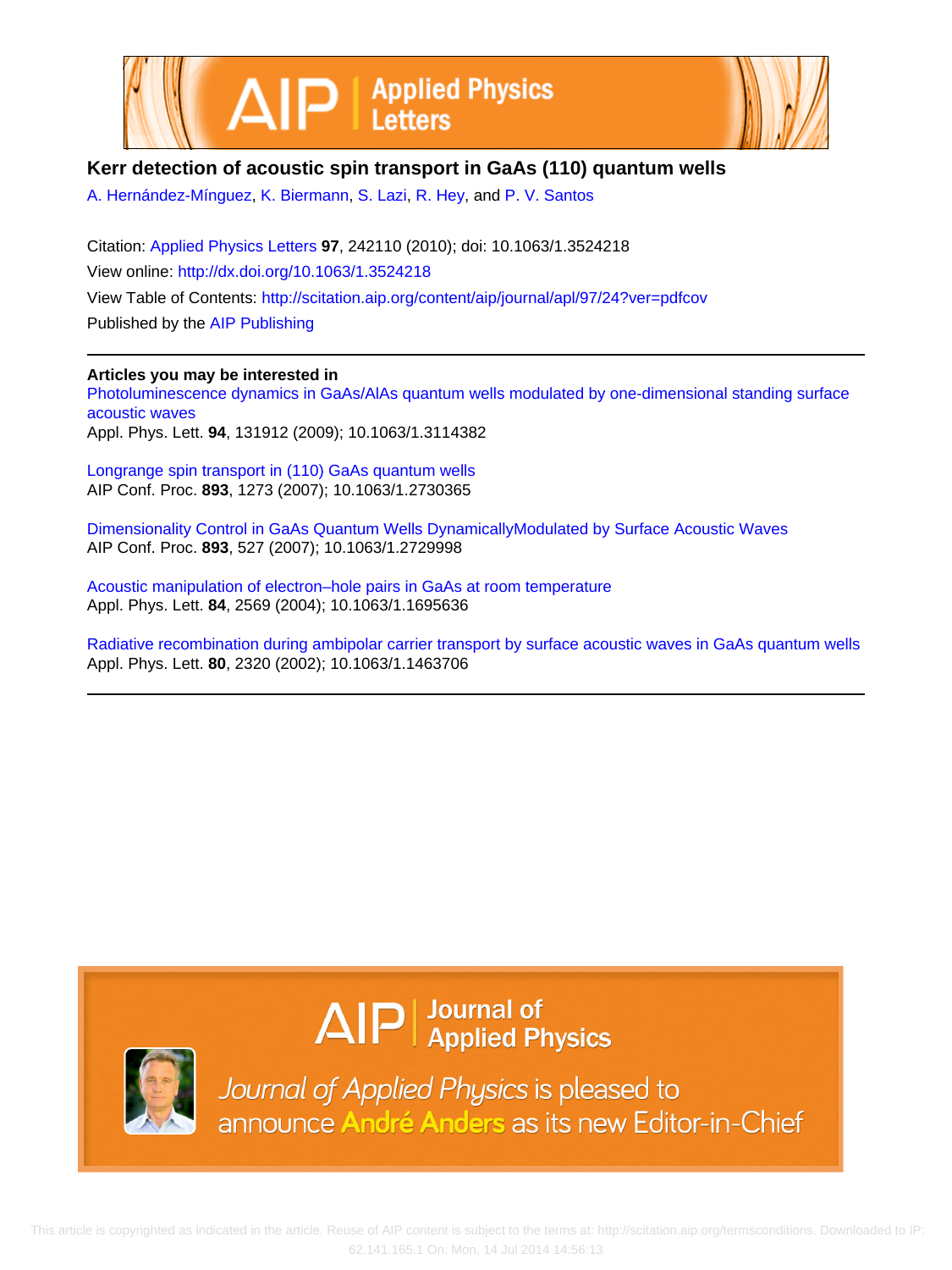# Kerr detection of acoustic spin transport in GaAs (110) quantum wells

A. Hernández-Mínguez, K. Biermann, S. Lazi, R. Hey, and P. V. Santos

Citation: Applied Physics Letters **97**, 242110 (2010); doi: 10.1063/1.3524218

View online: http://dx.doi.org/10.1063/1.3524218

View Table of Contents: http://scitation.aip.org/content/aip/journal/apl/97/24?ver=pdfcov

Published by the AIP Publishing

---

**Articles you may be interested in**

Photoluminescence dynamics in GaAs/AlAs quantum wells modulated by one-dimensional standing surface acoustic waves

Appl. Phys. Lett. **94**, 131912 (2009); 10.1063/1.3114382

Longrange spin transport in (110) GaAs quantum wells

AIP Conf. Proc. **893**, 1273 (2007); 10.1063/1.2730365

Dimensionality Control in GaAs Quantum Wells DynamicallyModulated by Surface Acoustic Waves

AIP Conf. Proc. **893**, 527 (2007); 10.1063/1.2729998

Acoustic manipulation of electron–hole pairs in GaAs at room temperature

Appl. Phys. Lett. **84**, 2569 (2004); 10.1063/1.1695636

Radiative recombination during ambipolar carrier transport by surface acoustic waves in GaAs quantum wells

Appl. Phys. Lett. **80**, 2320 (2002); 10.1063/1.1463706

---

AIP | Journal of Applied Physics

Journal of Applied Physics is pleased to announce André Anders as its new Editor-in-Chief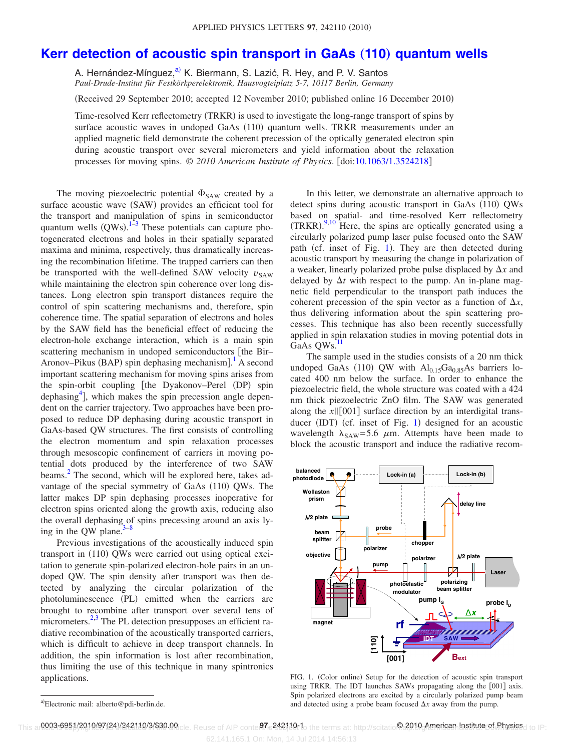# Kerr detection of acoustic spin transport in GaAs (110) quantum wells

A. Hernández-Mínguez,[a] K. Biermann, S. Lazić, R. Hey, and P. V. Santos

*Paul-Drude-Institut für Festkörperelektronik, Hausvogteiplatz 5-7, 10117 Berlin, Germany*

(Received 29 September 2010; accepted 12 November 2010; published online 16 December 2010)

Time-resolved Kerr reflectometry (TRKR) is used to investigate the long-range transport of spins by surface acoustic waves in undoped GaAs (110) quantum wells. TRKR measurements under an applied magnetic field demonstrate the coherent precession of the optically generated electron spin during acoustic transport over several micrometers and yield information about the relaxation processes for moving spins. © *2010 American Institute of Physics*. [doi:10.1063/1.3524218]

The moving piezoelectric potential $\Phi_{SAW}$ created by a surface acoustic wave (SAW) provides an efficient tool for the transport and manipulation of spins in semiconductor quantum wells (QWs).[1–3] These potentials can capture photogenerated electrons and holes in their spatially separated maxima and minima, respectively, thus dramatically increasing the recombination lifetime. The trapped carriers can then be transported with the well-defined SAW velocity $v_{SAW}$ while maintaining the electron spin coherence over long distances. Long electron spin transport distances require the control of spin scattering mechanisms and, therefore, spin coherence time. The spatial separation of electrons and holes by the SAW field has the beneficial effect of reducing the electron-hole exchange interaction, which is a main spin scattering mechanism in undoped semiconductors [the Bir–Aronov–Pikus (BAP) spin dephasing mechanism].[1] A second important scattering mechanism for moving spins arises from the spin-orbit coupling [the Dyakonov–Perel (DP) spin dephasing[4]], which makes the spin precession angle dependent on the carrier trajectory. Two approaches have been proposed to reduce DP dephasing during acoustic transport in GaAs-based QW structures. The first consists of controlling the electron momentum and spin relaxation processes through mesoscopic confinement of carriers in moving potential dots produced by the interference of two SAW beams.[2] The second, which will be explored here, takes advantage of the special symmetry of GaAs (110) QWs. The latter makes DP spin dephasing processes inoperative for electron spins oriented along the growth axis, reducing also the overall dephasing of spins precessing around an axis lying in the QW plane.[3–8]

Previous investigations of the acoustically induced spin transport in (110) QWs were carried out using optical excitation to generate spin-polarized electron-hole pairs in an undoped QW. The spin density after transport was then detected by analyzing the circular polarization of the photoluminescence (PL) emitted when the carriers are brought to recombine after transport over several tens of micrometers.[2,3] The PL detection presupposes an efficient radiative recombination of the acoustically transported carriers, which is difficult to achieve in deep transport channels. In addition, the spin information is lost after recombination, thus limiting the use of this technique in many spintronics applications.

In this letter, we demonstrate an alternative approach to detect spins during acoustic transport in GaAs (110) QWs based on spatial- and time-resolved Kerr reflectometry (TRKR).[9,10] Here, the spins are optically generated using a circularly polarized pump laser pulse focused onto the SAW path (cf. inset of Fig. 1). They are then detected during acoustic transport by measuring the change in polarization of a weaker, linearly polarized probe pulse displaced by $\Delta x$ and delayed by $\Delta t$ with respect to the pump. An in-plane magnetic field perpendicular to the transport path induces the coherent precession of the spin vector as a function of $\Delta x$, thus delivering information about the spin scattering processes. This technique has also been recently successfully applied in spin relaxation studies in moving potential dots in GaAs QWs.[11]

The sample used in the studies consists of a 20 nm thick undoped GaAs (110) QW with $Al_{0.15}Ga_{0.85}As$ barriers located 400 nm below the surface. In order to enhance the piezoelectric field, the whole structure was coated with a 424 nm thick piezoelectric ZnO film. The SAW was generated along the $x \parallel [001]$ surface direction by an interdigital transducer (IDT) (cf. inset of Fig. 1) designed for an acoustic wavelength $\lambda_{SAW} = 5.6$ $\mu$m. Attempts have been made to block the acoustic transport and induce the radiative recom-

FIG. 1. (Color online) Setup for the detection of acoustic spin transport using TRKR. The IDT launches SAWs propagating along the [001] axis. Spin polarized electrons are excited by a circularly polarized pump beam and detected using a probe beam focused $\Delta x$ away from the pump.

[a]Electronic mail: alberto@pdi-berlin.de.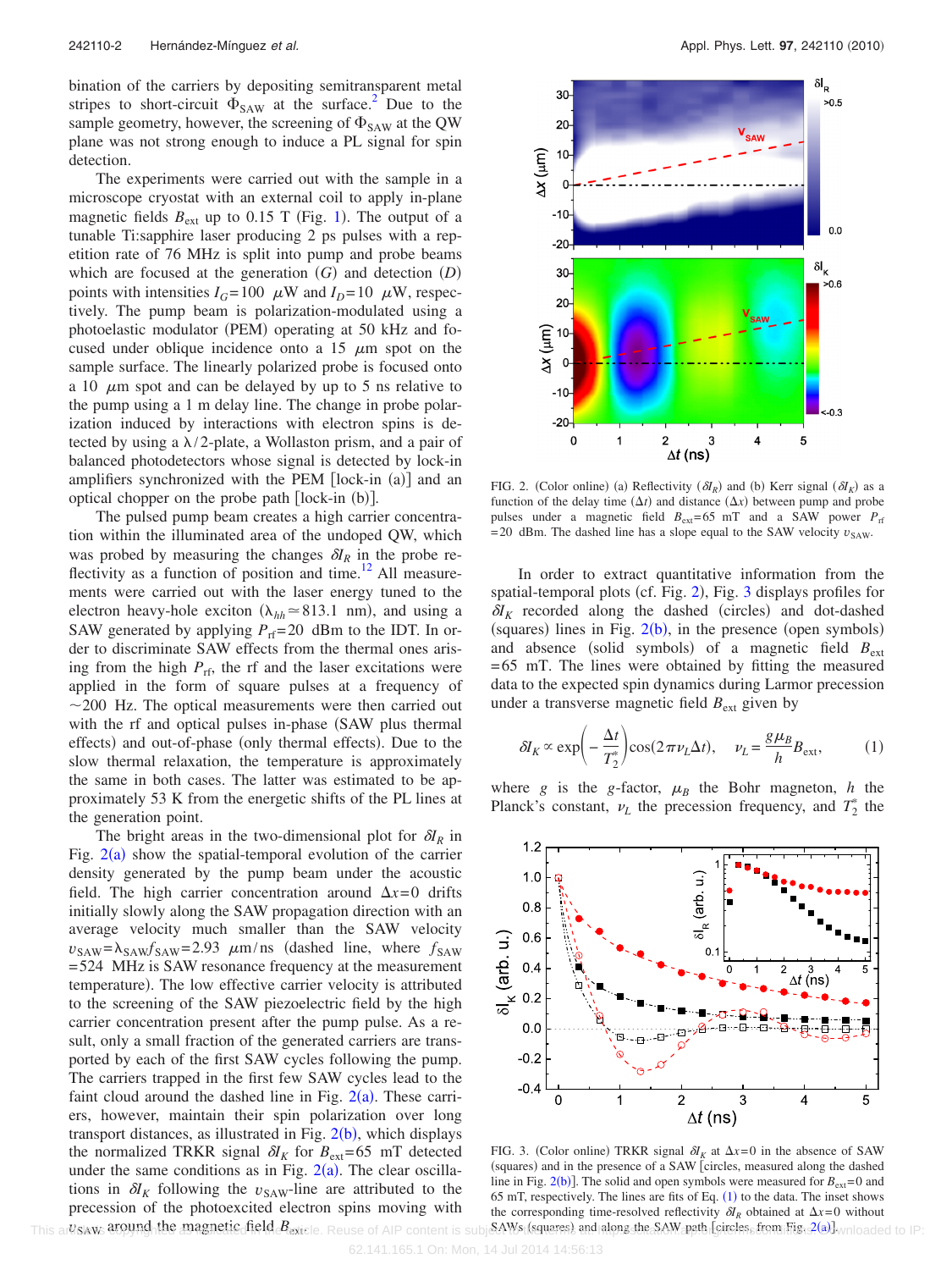bination of the carriers by depositing semitransparent metal stripes to short-circuit $\Phi_{SAW}$ at the surface.[2] Due to the sample geometry, however, the screening of $\Phi_{SAW}$ at the QW plane was not strong enough to induce a PL signal for spin detection.

The experiments were carried out with the sample in a microscope cryostat with an external coil to apply in-plane magnetic fields $B_{ext}$ up to 0.15 T (Fig. 1). The output of a tunable Ti:sapphire laser producing 2 ps pulses with a repetition rate of 76 MHz is split into pump and probe beams which are focused at the generation ($G$) and detection ($D$) points with intensities $I_G=100$ $\mu$W and $I_D=10$ $\mu$W, respectively. The pump beam is polarization-modulated using a photoelastic modulator (PEM) operating at 50 kHz and focused under oblique incidence onto a 15 $\mu$m spot on the sample surface. The linearly polarized probe is focused onto a 10 $\mu$m spot and can be delayed by up to 5 ns relative to the pump using a 1 m delay line. The change in probe polarization induced by interactions with electron spins is detected by using a $\lambda/2$-plate, a Wollaston prism, and a pair of balanced photodetectors whose signal is detected by lock-in amplifiers synchronized with the PEM [lock-in (a)] and an optical chopper on the probe path [lock-in (b)].

The pulsed pump beam creates a high carrier concentration within the illuminated area of the undoped QW, which was probed by measuring the changes $\delta I_R$ in the probe reflectivity as a function of position and time.[12] All measurements were carried out with the laser energy tuned to the electron heavy-hole exciton ($\lambda_{hh}\simeq 813.1$ nm), and using a SAW generated by applying $P_{rf}=20$ dBm to the IDT. In order to discriminate SAW effects from the thermal ones arising from the high $P_{rf}$, the rf and the laser excitations were applied in the form of square pulses at a frequency of $\sim$200 Hz. The optical measurements were then carried out with the rf and optical pulses in-phase (SAW plus thermal effects) and out-of-phase (only thermal effects). Due to the slow thermal relaxation, the temperature is approximately the same in both cases. The latter was estimated to be approximately 53 K from the energetic shifts of the PL lines at the generation point.

The bright areas in the two-dimensional plot for $\delta I_R$ in Fig. 2(a) show the spatial-temporal evolution of the carrier density generated by the pump beam under the acoustic field. The high carrier concentration around $\Delta x=0$ drifts initially slowly along the SAW propagation direction with an average velocity much smaller than the SAW velocity $v_{SAW}=\lambda_{SAW}f_{SAW}=2.93$ $\mu$m/ns (dashed line, where $f_{SAW}=524$ MHz is SAW resonance frequency at the measurement temperature). The low effective carrier velocity is attributed to the screening of the SAW piezoelectric field by the high carrier concentration present after the pump pulse. As a result, only a small fraction of the generated carriers are transported by each of the first SAW cycles following the pump. The carriers trapped in the first few SAW cycles lead to the faint cloud around the dashed line in Fig. 2(a). These carriers, however, maintain their spin polarization over long transport distances, as illustrated in Fig. 2(b), which displays the normalized TRKR signal $\delta I_K$ for $B_{ext}=65$ mT detected under the same conditions as in Fig. 2(a). The clear oscillations in $\delta I_K$ following the $v_{SAW}$-line are attributed to the precession of the photoexcited electron spins moving with $v_{SAW}$ around the magnetic field $B_{ext}$.

FIG. 2. (Color online) (a) Reflectivity ($\delta I_R$) and (b) Kerr signal ($\delta I_K$) as a function of the delay time ($\Delta t$) and distance ($\Delta x$) between pump and probe pulses under a magnetic field $B_{ext}=65$ mT and a SAW power $P_{rf}=20$ dBm. The dashed line has a slope equal to the SAW velocity $v_{SAW}$.

In order to extract quantitative information from the spatial-temporal plots (cf. Fig. 2), Fig. 3 displays profiles for $\delta I_K$ recorded along the dashed (circles) and dot-dashed (squares) lines in Fig. 2(b), in the presence (open symbols) and absence (solid symbols) of a magnetic field $B_{ext}=65$ mT. The lines were obtained by fitting the measured data to the expected spin dynamics during Larmor precession under a transverse magnetic field $B_{ext}$ given by

$$\delta I_K \propto \exp\left(-\frac{\Delta t}{T_2^*}\right)\cos(2\pi\nu_L\Delta t), \quad \nu_L=\frac{g\mu_B}{h}B_{ext}, \tag{1}$$

where $g$ is the $g$-factor, $\mu_B$ the Bohr magneton, $h$ the Planck's constant, $\nu_L$ the precession frequency, and $T_2^*$ the

FIG. 3. (Color online) TRKR signal $\delta I_K$ at $\Delta x=0$ in the absence of SAW (squares) and in the presence of a SAW [circles, measured along the dashed line in Fig. 2(b)]. The solid and open symbols were measured for $B_{ext}=0$ and 65 mT, respectively. The lines are fits of Eq. (1) to the data. The inset shows the corresponding time-resolved reflectivity $\delta I_R$ obtained at $\Delta x=0$ without SAWs (squares) and along the SAW path [circles, from Fig. 2(a)].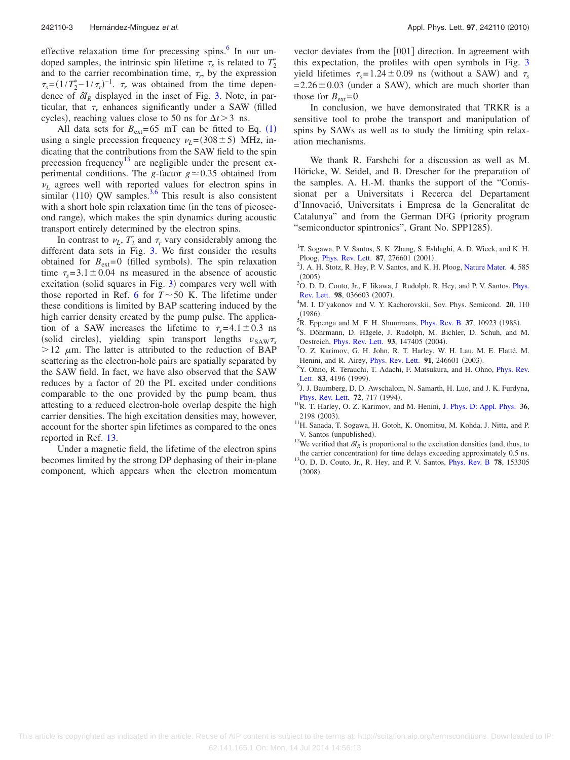effective relaxation time for precessing spins.[6] In our undoped samples, the intrinsic spin lifetime $\tau_s$ is related to $T_2^*$ and to the carrier recombination time, $\tau_r$, by the expression $\tau_s=(1/T_2^*-1/\tau_r)^{-1}$. $\tau_r$ was obtained from the time dependence of $\delta I_R$ displayed in the inset of Fig. 3. Note, in particular, that $\tau_r$ enhances significantly under a SAW (filled cycles), reaching values close to 50 ns for $\Delta t>3$ ns.

All data sets for $B_{\rm ext}=65$ mT can be fitted to Eq. (1) using a single precession frequency $\nu_L=(308\pm5)$ MHz, indicating that the contributions from the SAW field to the spin precession frequency[13] are negligible under the present experimental conditions. The $g$-factor $g\simeq0.35$ obtained from $\nu_L$ agrees well with reported values for electron spins in similar (110) QW samples.[3,6] This result is also consistent with a short hole spin relaxation time (in the tens of picosecond range), which makes the spin dynamics during acoustic transport entirely determined by the electron spins.

In contrast to $\nu_L$, $T_2^*$ and $\tau_r$ vary considerably among the different data sets in Fig. 3. We first consider the results obtained for $B_{\rm ext}=0$ (filled symbols). The spin relaxation time $\tau_s=3.1\pm0.04$ ns measured in the absence of acoustic excitation (solid squares in Fig. 3) compares very well with those reported in Ref. 6 for $T\sim50$ K. The lifetime under these conditions is limited by BAP scattering induced by the high carrier density created by the pump pulse. The application of a SAW increases the lifetime to $\tau_s=4.1\pm0.3$ ns (solid circles), yielding spin transport lengths $v_{\rm SAW}\tau_s>12$ $\mu$m. The latter is attributed to the reduction of BAP scattering as the electron-hole pairs are spatially separated by the SAW field. In fact, we have also observed that the SAW reduces by a factor of 20 the PL excited under conditions comparable to the one provided by the pump beam, thus attesting to a reduced electron-hole overlap despite the high carrier densities. The high excitation densities may, however, account for the shorter spin lifetimes as compared to the ones reported in Ref. 13.

Under a magnetic field, the lifetime of the electron spins becomes limited by the strong DP dephasing of their in-plane component, which appears when the electron momentum vector deviates from the [001] direction. In agreement with this expectation, the profiles with open symbols in Fig. 3 yield lifetimes $\tau_s=1.24\pm0.09$ ns (without a SAW) and $\tau_s=2.26\pm0.03$ (under a SAW), which are much shorter than those for $B_{\rm ext}=0$

In conclusion, we have demonstrated that TRKR is a sensitive tool to probe the transport and manipulation of spins by SAWs as well as to study the limiting spin relaxation mechanisms.

We thank R. Farshchi for a discussion as well as M. Höricke, W. Seidel, and B. Drescher for the preparation of the samples. A. H.-M. thanks the support of the "Comissionat per a Universitats i Recerca del Departament d'Innovació, Universitats i Empresa de la Generalitat de Catalunya" and from the German DFG (priority program "semiconductor spintronics", Grant No. SPP1285).

[1] T. Sogawa, P. V. Santos, S. K. Zhang, S. Eshlaghi, A. D. Wieck, and K. H. Ploog, Phys. Rev. Lett. **87**, 276601 (2001).

[2] J. A. H. Stotz, R. Hey, P. V. Santos, and K. H. Ploog, Nature Mater. **4**, 585 (2005).

[3] O. D. D. Couto, Jr., F. Iikawa, J. Rudolph, R. Hey, and P. V. Santos, Phys. Rev. Lett. **98**, 036603 (2007).

[4] M. I. D'yakonov and V. Y. Kachorovskii, Sov. Phys. Semicond. **20**, 110 (1986).

[5] R. Eppenga and M. F. H. Shuurmans, Phys. Rev. B **37**, 10923 (1988).

[6] S. Döhrmann, D. Hägele, J. Rudolph, M. Bichler, D. Schuh, and M. Oestreich, Phys. Rev. Lett. **93**, 147405 (2004).

[7] O. Z. Karimov, G. H. John, R. T. Harley, W. H. Lau, M. E. Flatté, M. Henini, and R. Airey, Phys. Rev. Lett. **91**, 246601 (2003).

[8] Y. Ohno, R. Terauchi, T. Adachi, F. Matsukura, and H. Ohno, Phys. Rev. Lett. **83**, 4196 (1999).

[9] J. J. Baumberg, D. D. Awschalom, N. Samarth, H. Luo, and J. K. Furdyna, Phys. Rev. Lett. **72**, 717 (1994).

[10] R. T. Harley, O. Z. Karimov, and M. Henini, J. Phys. D: Appl. Phys. **36**, 2198 (2003).

[11] H. Sanada, T. Sogawa, H. Gotoh, K. Onomitsu, M. Kohda, J. Nitta, and P. V. Santos (unpublished).

[12] We verified that $\delta I_R$ is proportional to the excitation densities (and, thus, to the carrier concentration) for time delays exceeding approximately 0.5 ns.

[13] O. D. D. Couto, Jr., R. Hey, and P. V. Santos, Phys. Rev. B **78**, 153305 (2008).